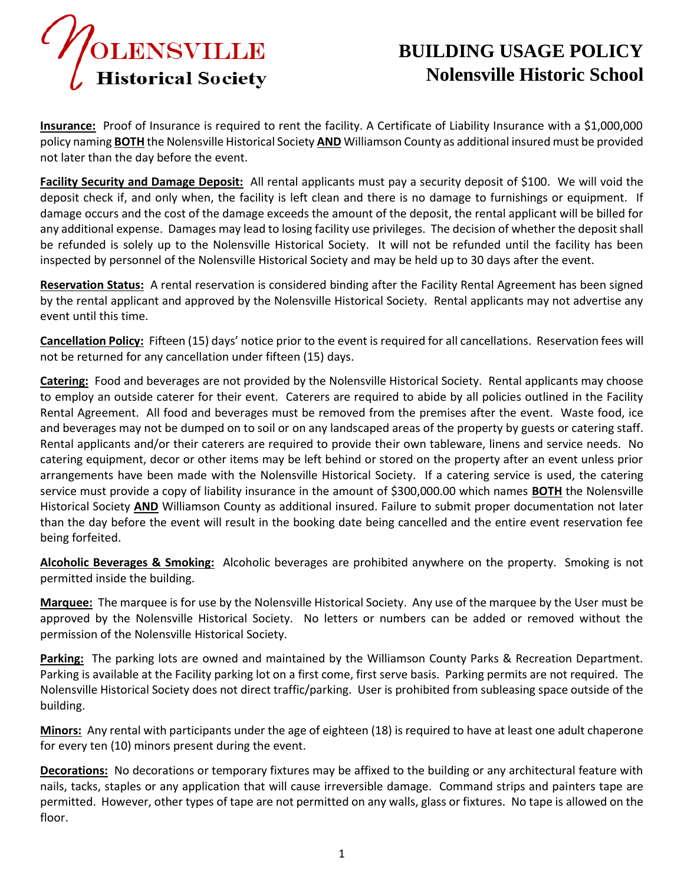# NOLENSVILLE Historical Society

# BUILDING USAGE POLICY
## Nolensville Historic School

**Insurance:** Proof of Insurance is required to rent the facility. A Certificate of Liability Insurance with a $1,000,000 policy naming **BOTH** the Nolensville Historical Society **AND** Williamson County as additional insured must be provided not later than the day before the event.

**Facility Security and Damage Deposit:** All rental applicants must pay a security deposit of $100. We will void the deposit check if, and only when, the facility is left clean and there is no damage to furnishings or equipment. If damage occurs and the cost of the damage exceeds the amount of the deposit, the rental applicant will be billed for any additional expense. Damages may lead to losing facility use privileges. The decision of whether the deposit shall be refunded is solely up to the Nolensville Historical Society. It will not be refunded until the facility has been inspected by personnel of the Nolensville Historical Society and may be held up to 30 days after the event.

**Reservation Status:** A rental reservation is considered binding after the Facility Rental Agreement has been signed by the rental applicant and approved by the Nolensville Historical Society. Rental applicants may not advertise any event until this time.

**Cancellation Policy:** Fifteen (15) days' notice prior to the event is required for all cancellations. Reservation fees will not be returned for any cancellation under fifteen (15) days.

**Catering:** Food and beverages are not provided by the Nolensville Historical Society. Rental applicants may choose to employ an outside caterer for their event. Caterers are required to abide by all policies outlined in the Facility Rental Agreement. All food and beverages must be removed from the premises after the event. Waste food, ice and beverages may not be dumped on to soil or on any landscaped areas of the property by guests or catering staff. Rental applicants and/or their caterers are required to provide their own tableware, linens and service needs. No catering equipment, decor or other items may be left behind or stored on the property after an event unless prior arrangements have been made with the Nolensville Historical Society. If a catering service is used, the catering service must provide a copy of liability insurance in the amount of $300,000.00 which names **BOTH** the Nolensville Historical Society **AND** Williamson County as additional insured. Failure to submit proper documentation not later than the day before the event will result in the booking date being cancelled and the entire event reservation fee being forfeited.

**Alcoholic Beverages & Smoking:** Alcoholic beverages are prohibited anywhere on the property. Smoking is not permitted inside the building.

**Marquee:** The marquee is for use by the Nolensville Historical Society. Any use of the marquee by the User must be approved by the Nolensville Historical Society. No letters or numbers can be added or removed without the permission of the Nolensville Historical Society.

**Parking:** The parking lots are owned and maintained by the Williamson County Parks & Recreation Department. Parking is available at the Facility parking lot on a first come, first serve basis. Parking permits are not required. The Nolensville Historical Society does not direct traffic/parking. User is prohibited from subleasing space outside of the building.

**Minors:** Any rental with participants under the age of eighteen (18) is required to have at least one adult chaperone for every ten (10) minors present during the event.

**Decorations:** No decorations or temporary fixtures may be affixed to the building or any architectural feature with nails, tacks, staples or any application that will cause irreversible damage. Command strips and painters tape are permitted. However, other types of tape are not permitted on any walls, glass or fixtures. No tape is allowed on the floor.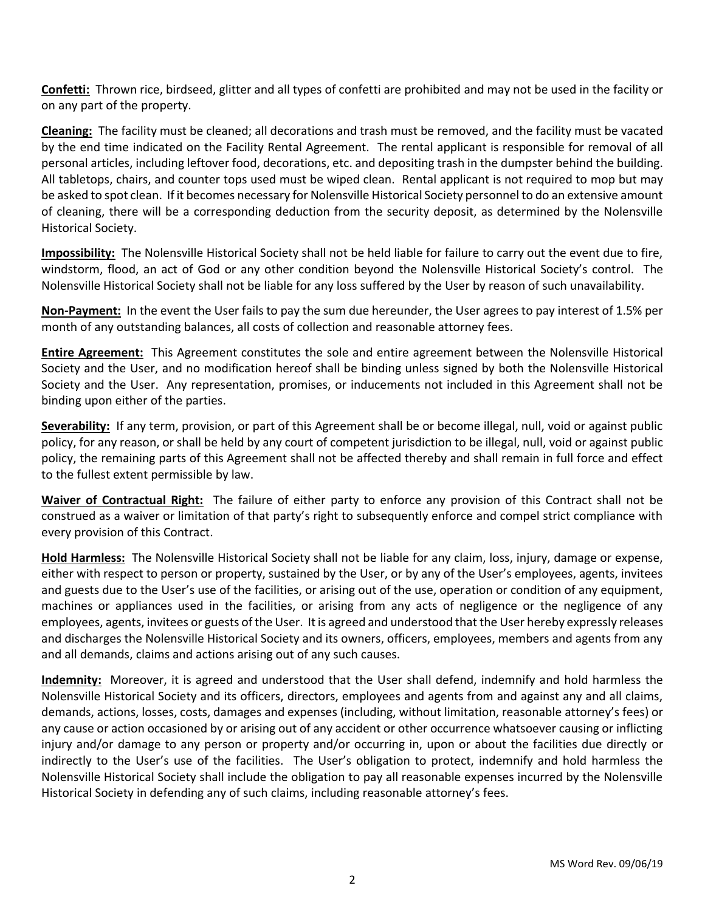**Confetti:** Thrown rice, birdseed, glitter and all types of confetti are prohibited and may not be used in the facility or on any part of the property.

**Cleaning:** The facility must be cleaned; all decorations and trash must be removed, and the facility must be vacated by the end time indicated on the Facility Rental Agreement. The rental applicant is responsible for removal of all personal articles, including leftover food, decorations, etc. and depositing trash in the dumpster behind the building. All tabletops, chairs, and counter tops used must be wiped clean. Rental applicant is not required to mop but may be asked to spot clean. If it becomes necessary for Nolensville Historical Society personnel to do an extensive amount of cleaning, there will be a corresponding deduction from the security deposit, as determined by the Nolensville Historical Society.

**Impossibility:** The Nolensville Historical Society shall not be held liable for failure to carry out the event due to fire, windstorm, flood, an act of God or any other condition beyond the Nolensville Historical Society's control. The Nolensville Historical Society shall not be liable for any loss suffered by the User by reason of such unavailability.

**Non-Payment:** In the event the User fails to pay the sum due hereunder, the User agrees to pay interest of 1.5% per month of any outstanding balances, all costs of collection and reasonable attorney fees.

**Entire Agreement:** This Agreement constitutes the sole and entire agreement between the Nolensville Historical Society and the User, and no modification hereof shall be binding unless signed by both the Nolensville Historical Society and the User. Any representation, promises, or inducements not included in this Agreement shall not be binding upon either of the parties.

**Severability:** If any term, provision, or part of this Agreement shall be or become illegal, null, void or against public policy, for any reason, or shall be held by any court of competent jurisdiction to be illegal, null, void or against public policy, the remaining parts of this Agreement shall not be affected thereby and shall remain in full force and effect to the fullest extent permissible by law.

**Waiver of Contractual Right:** The failure of either party to enforce any provision of this Contract shall not be construed as a waiver or limitation of that party's right to subsequently enforce and compel strict compliance with every provision of this Contract.

**Hold Harmless:** The Nolensville Historical Society shall not be liable for any claim, loss, injury, damage or expense, either with respect to person or property, sustained by the User, or by any of the User's employees, agents, invitees and guests due to the User's use of the facilities, or arising out of the use, operation or condition of any equipment, machines or appliances used in the facilities, or arising from any acts of negligence or the negligence of any employees, agents, invitees or guests of the User. It is agreed and understood that the User hereby expressly releases and discharges the Nolensville Historical Society and its owners, officers, employees, members and agents from any and all demands, claims and actions arising out of any such causes.

**Indemnity:** Moreover, it is agreed and understood that the User shall defend, indemnify and hold harmless the Nolensville Historical Society and its officers, directors, employees and agents from and against any and all claims, demands, actions, losses, costs, damages and expenses (including, without limitation, reasonable attorney's fees) or any cause or action occasioned by or arising out of any accident or other occurrence whatsoever causing or inflicting injury and/or damage to any person or property and/or occurring in, upon or about the facilities due directly or indirectly to the User's use of the facilities. The User's obligation to protect, indemnify and hold harmless the Nolensville Historical Society shall include the obligation to pay all reasonable expenses incurred by the Nolensville Historical Society in defending any of such claims, including reasonable attorney's fees.

MS Word Rev. 09/06/19